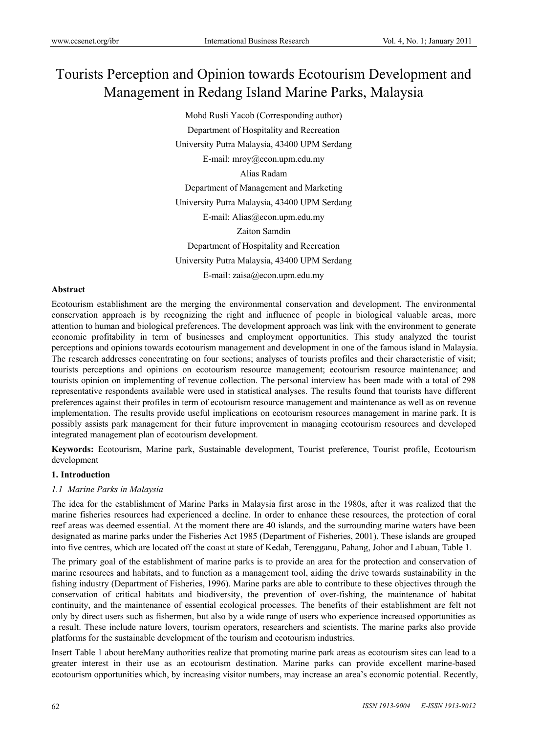# Tourists Perception and Opinion towards Ecotourism Development and Management in Redang Island Marine Parks, Malaysia

Mohd Rusli Yacob (Corresponding author)

Department of Hospitality and Recreation

University Putra Malaysia, 43400 UPM Serdang

E-mail: mroy@econ.upm.edu.my

Alias Radam

Department of Management and Marketing

University Putra Malaysia, 43400 UPM Serdang

E-mail: Alias@econ.upm.edu.my

Zaiton Samdin

Department of Hospitality and Recreation

University Putra Malaysia, 43400 UPM Serdang

E-mail: zaisa@econ.upm.edu.my

## Abstract

Ecotourism establishment are the merging the environmental conservation and development. The environmental conservation approach is by recognizing the right and influence of people in biological valuable areas, more attention to human and biological preferences. The development approach was link with the environment to generate economic profitability in term of businesses and employment opportunities. This study analyzed the tourist perceptions and opinions towards ecotourism management and development in one of the famous island in Malaysia. The research addresses concentrating on four sections; analyses of tourists profiles and their characteristic of visit; tourists perceptions and opinions on ecotourism resource management; ecotourism resource maintenance; and tourists opinion on implementing of revenue collection. The personal interview has been made with a total of 298 representative respondents available were used in statistical analyses. The results found that tourists have different preferences against their profiles in term of ecotourism resource management and maintenance as well as on revenue implementation. The results provide useful implications on ecotourism resources management in marine park. It is possibly assists park management for their future improvement in managing ecotourism resources and developed integrated management plan of ecotourism development.

**Keywords:** Ecotourism, Marine park, Sustainable development, Tourist preference, Tourist profile, Ecotourism development

## 1. Introduction

### *1.1 Marine Parks in Malaysia*

The idea for the establishment of Marine Parks in Malaysia first arose in the 1980s, after it was realized that the marine fisheries resources had experienced a decline. In order to enhance these resources, the protection of coral reef areas was deemed essential. At the moment there are 40 islands, and the surrounding marine waters have been designated as marine parks under the Fisheries Act 1985 (Department of Fisheries, 2001). These islands are grouped into five centres, which are located off the coast at state of Kedah, Terengganu, Pahang, Johor and Labuan, Table 1.

The primary goal of the establishment of marine parks is to provide an area for the protection and conservation of marine resources and habitats, and to function as a management tool, aiding the drive towards sustainability in the fishing industry (Department of Fisheries, 1996). Marine parks are able to contribute to these objectives through the conservation of critical habitats and biodiversity, the prevention of over-fishing, the maintenance of habitat continuity, and the maintenance of essential ecological processes. The benefits of their establishment are felt not only by direct users such as fishermen, but also by a wide range of users who experience increased opportunities as a result. These include nature lovers, tourism operators, researchers and scientists. The marine parks also provide platforms for the sustainable development of the tourism and ecotourism industries.

Insert Table 1 about hereMany authorities realize that promoting marine park areas as ecotourism sites can lead to a greater interest in their use as an ecotourism destination. Marine parks can provide excellent marine-based ecotourism opportunities which, by increasing visitor numbers, may increase an area's economic potential. Recently,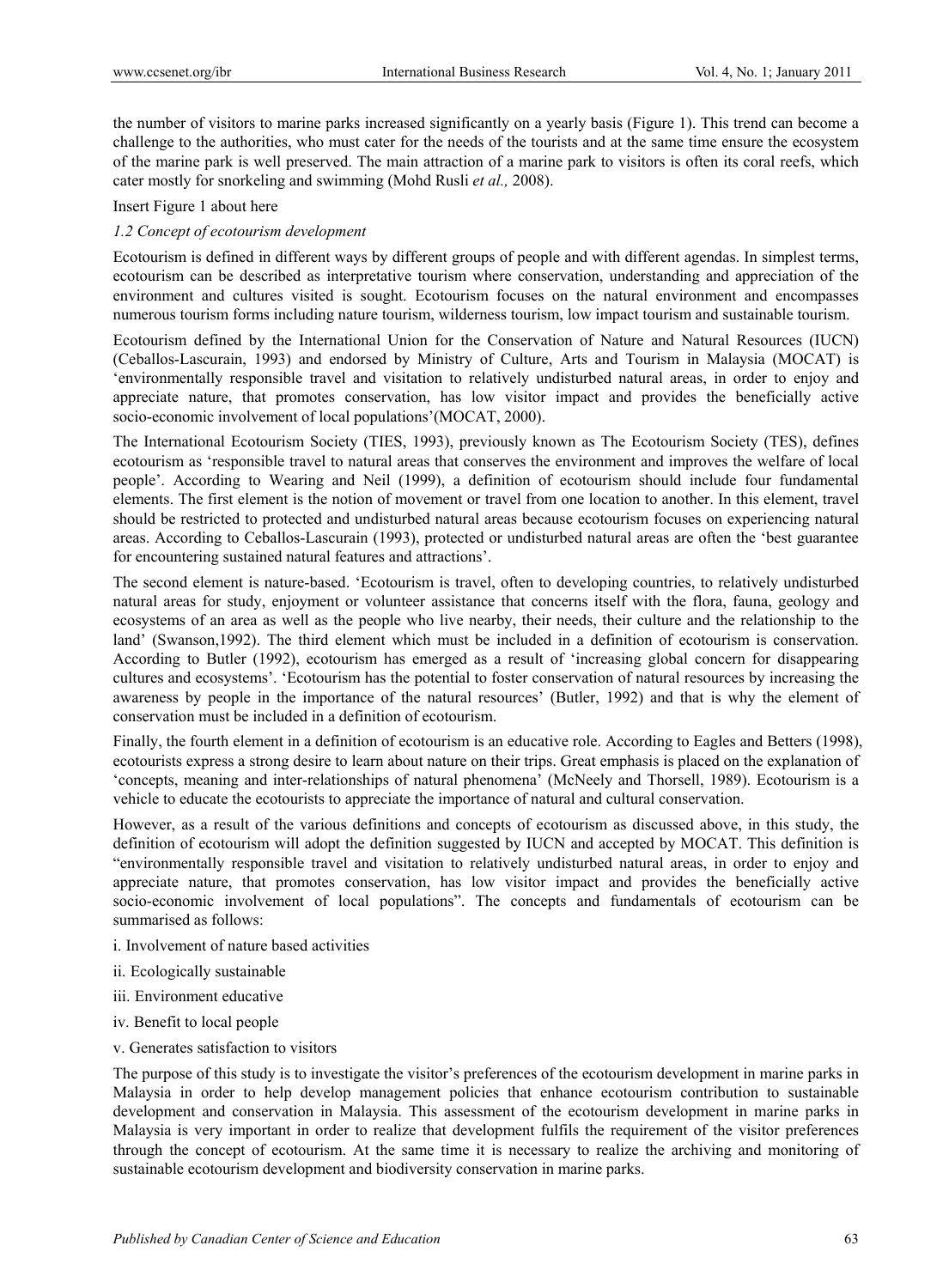the number of visitors to marine parks increased significantly on a yearly basis (Figure 1). This trend can become a challenge to the authorities, who must cater for the needs of the tourists and at the same time ensure the ecosystem of the marine park is well preserved. The main attraction of a marine park to visitors is often its coral reefs, which cater mostly for snorkeling and swimming (Mohd Rusli *et al.,* 2008).

Insert Figure 1 about here

### *1.2 Concept of ecotourism development*

Ecotourism is defined in different ways by different groups of people and with different agendas. In simplest terms, ecotourism can be described as interpretative tourism where conservation, understanding and appreciation of the environment and cultures visited is sought. Ecotourism focuses on the natural environment and encompasses numerous tourism forms including nature tourism, wilderness tourism, low impact tourism and sustainable tourism.

Ecotourism defined by the International Union for the Conservation of Nature and Natural Resources (IUCN) (Ceballos-Lascurain, 1993) and endorsed by Ministry of Culture, Arts and Tourism in Malaysia (MOCAT) is 'environmentally responsible travel and visitation to relatively undisturbed natural areas, in order to enjoy and appreciate nature, that promotes conservation, has low visitor impact and provides the beneficially active socio-economic involvement of local populations'(MOCAT, 2000).

The International Ecotourism Society (TIES, 1993), previously known as The Ecotourism Society (TES), defines ecotourism as 'responsible travel to natural areas that conserves the environment and improves the welfare of local people'. According to Wearing and Neil (1999), a definition of ecotourism should include four fundamental elements. The first element is the notion of movement or travel from one location to another. In this element, travel should be restricted to protected and undisturbed natural areas because ecotourism focuses on experiencing natural areas. According to Ceballos-Lascurain (1993), protected or undisturbed natural areas are often the 'best guarantee for encountering sustained natural features and attractions'.

The second element is nature-based. 'Ecotourism is travel, often to developing countries, to relatively undisturbed natural areas for study, enjoyment or volunteer assistance that concerns itself with the flora, fauna, geology and ecosystems of an area as well as the people who live nearby, their needs, their culture and the relationship to the land' (Swanson,1992). The third element which must be included in a definition of ecotourism is conservation. According to Butler (1992), ecotourism has emerged as a result of 'increasing global concern for disappearing cultures and ecosystems'. 'Ecotourism has the potential to foster conservation of natural resources by increasing the awareness by people in the importance of the natural resources' (Butler, 1992) and that is why the element of conservation must be included in a definition of ecotourism.

Finally, the fourth element in a definition of ecotourism is an educative role. According to Eagles and Betters (1998), ecotourists express a strong desire to learn about nature on their trips. Great emphasis is placed on the explanation of 'concepts, meaning and inter-relationships of natural phenomena' (McNeely and Thorsell, 1989). Ecotourism is a vehicle to educate the ecotourists to appreciate the importance of natural and cultural conservation.

However, as a result of the various definitions and concepts of ecotourism as discussed above, in this study, the definition of ecotourism will adopt the definition suggested by IUCN and accepted by MOCAT. This definition is "environmentally responsible travel and visitation to relatively undisturbed natural areas, in order to enjoy and appreciate nature, that promotes conservation, has low visitor impact and provides the beneficially active socio-economic involvement of local populations". The concepts and fundamentals of ecotourism can be summarised as follows:

i. Involvement of nature based activities

ii. Ecologically sustainable

iii. Environment educative

iv. Benefit to local people

v. Generates satisfaction to visitors

The purpose of this study is to investigate the visitor's preferences of the ecotourism development in marine parks in Malaysia in order to help develop management policies that enhance ecotourism contribution to sustainable development and conservation in Malaysia. This assessment of the ecotourism development in marine parks in Malaysia is very important in order to realize that development fulfils the requirement of the visitor preferences through the concept of ecotourism. At the same time it is necessary to realize the archiving and monitoring of sustainable ecotourism development and biodiversity conservation in marine parks.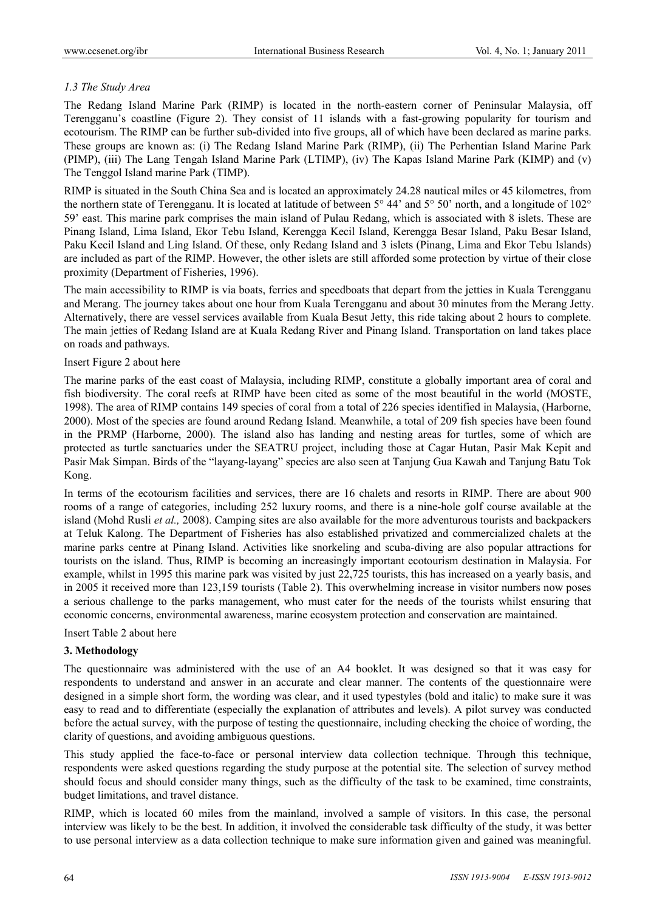*1.3 The Study Area*

The Redang Island Marine Park (RIMP) is located in the north-eastern corner of Peninsular Malaysia, off Terengganu's coastline (Figure 2). They consist of 11 islands with a fast-growing popularity for tourism and ecotourism. The RIMP can be further sub-divided into five groups, all of which have been declared as marine parks. These groups are known as: (i) The Redang Island Marine Park (RIMP), (ii) The Perhentian Island Marine Park (PIMP), (iii) The Lang Tengah Island Marine Park (LTIMP), (iv) The Kapas Island Marine Park (KIMP) and (v) The Tenggol Island marine Park (TIMP).

RIMP is situated in the South China Sea and is located an approximately 24.28 nautical miles or 45 kilometres, from the northern state of Terengganu. It is located at latitude of between 5° 44' and 5° 50' north, and a longitude of 102° 59' east. This marine park comprises the main island of Pulau Redang, which is associated with 8 islets. These are Pinang Island, Lima Island, Ekor Tebu Island, Kerengga Kecil Island, Kerengga Besar Island, Paku Besar Island, Paku Kecil Island and Ling Island. Of these, only Redang Island and 3 islets (Pinang, Lima and Ekor Tebu Islands) are included as part of the RIMP. However, the other islets are still afforded some protection by virtue of their close proximity (Department of Fisheries, 1996).

The main accessibility to RIMP is via boats, ferries and speedboats that depart from the jetties in Kuala Terengganu and Merang. The journey takes about one hour from Kuala Terengganu and about 30 minutes from the Merang Jetty. Alternatively, there are vessel services available from Kuala Besut Jetty, this ride taking about 2 hours to complete. The main jetties of Redang Island are at Kuala Redang River and Pinang Island. Transportation on land takes place on roads and pathways.

Insert Figure 2 about here

The marine parks of the east coast of Malaysia, including RIMP, constitute a globally important area of coral and fish biodiversity. The coral reefs at RIMP have been cited as some of the most beautiful in the world (MOSTE, 1998). The area of RIMP contains 149 species of coral from a total of 226 species identified in Malaysia, (Harborne, 2000). Most of the species are found around Redang Island. Meanwhile, a total of 209 fish species have been found in the PRMP (Harborne, 2000). The island also has landing and nesting areas for turtles, some of which are protected as turtle sanctuaries under the SEATRU project, including those at Cagar Hutan, Pasir Mak Kepit and Pasir Mak Simpan. Birds of the "layang-layang" species are also seen at Tanjung Gua Kawah and Tanjung Batu Tok Kong.

In terms of the ecotourism facilities and services, there are 16 chalets and resorts in RIMP. There are about 900 rooms of a range of categories, including 252 luxury rooms, and there is a nine-hole golf course available at the island (Mohd Rusli *et al.,* 2008). Camping sites are also available for the more adventurous tourists and backpackers at Teluk Kalong. The Department of Fisheries has also established privatized and commercialized chalets at the marine parks centre at Pinang Island. Activities like snorkeling and scuba-diving are also popular attractions for tourists on the island. Thus, RIMP is becoming an increasingly important ecotourism destination in Malaysia. For example, whilst in 1995 this marine park was visited by just 22,725 tourists, this has increased on a yearly basis, and in 2005 it received more than 123,159 tourists (Table 2). This overwhelming increase in visitor numbers now poses a serious challenge to the parks management, who must cater for the needs of the tourists whilst ensuring that economic concerns, environmental awareness, marine ecosystem protection and conservation are maintained.

Insert Table 2 about here

## 3. Methodology

The questionnaire was administered with the use of an A4 booklet. It was designed so that it was easy for respondents to understand and answer in an accurate and clear manner. The contents of the questionnaire were designed in a simple short form, the wording was clear, and it used typestyles (bold and italic) to make sure it was easy to read and to differentiate (especially the explanation of attributes and levels). A pilot survey was conducted before the actual survey, with the purpose of testing the questionnaire, including checking the choice of wording, the clarity of questions, and avoiding ambiguous questions.

This study applied the face-to-face or personal interview data collection technique. Through this technique, respondents were asked questions regarding the study purpose at the potential site. The selection of survey method should focus and should consider many things, such as the difficulty of the task to be examined, time constraints, budget limitations, and travel distance.

RIMP, which is located 60 miles from the mainland, involved a sample of visitors. In this case, the personal interview was likely to be the best. In addition, it involved the considerable task difficulty of the study, it was better to use personal interview as a data collection technique to make sure information given and gained was meaningful.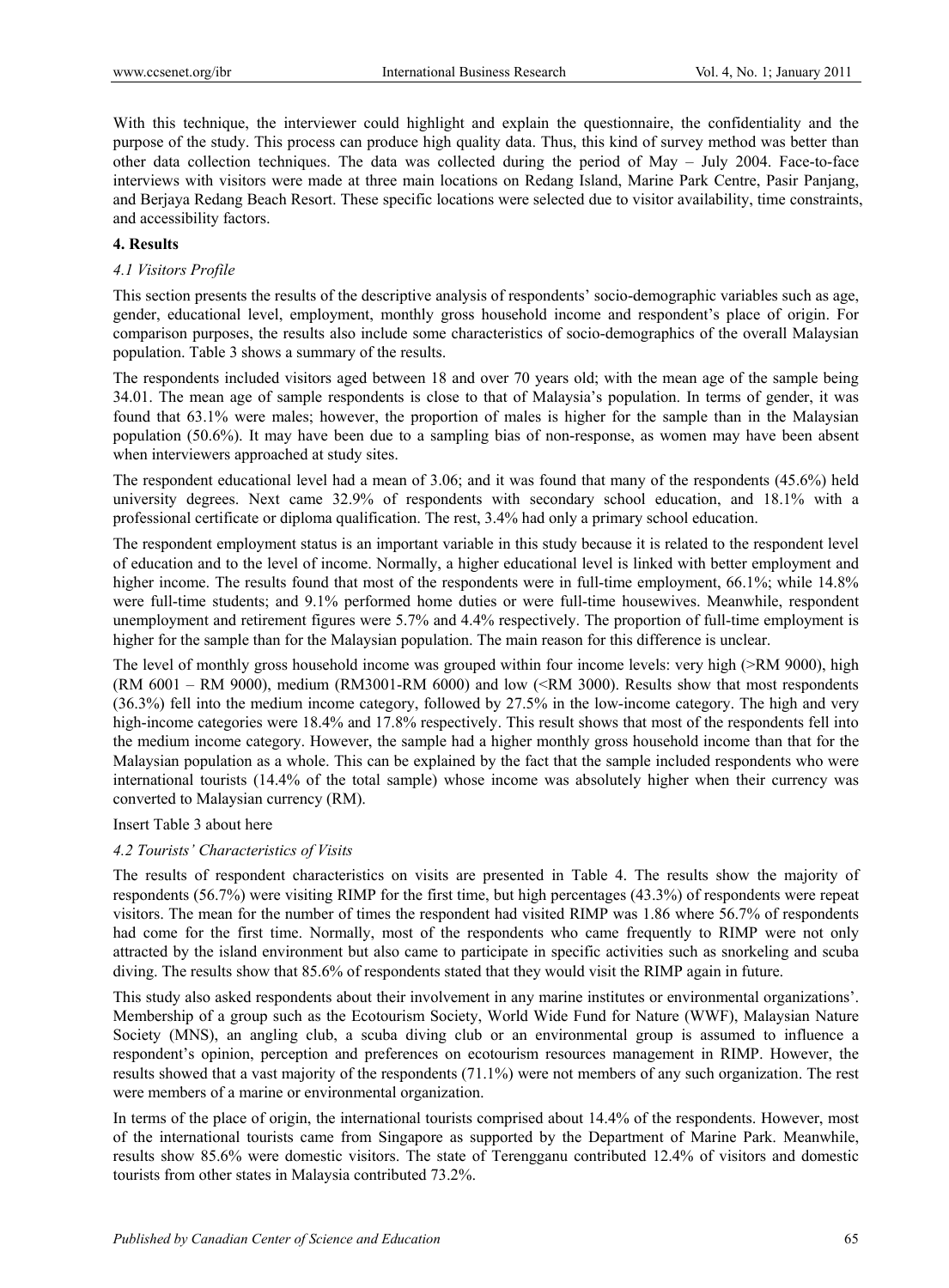With this technique, the interviewer could highlight and explain the questionnaire, the confidentiality and the purpose of the study. This process can produce high quality data. Thus, this kind of survey method was better than other data collection techniques. The data was collected during the period of May – July 2004. Face-to-face interviews with visitors were made at three main locations on Redang Island, Marine Park Centre, Pasir Panjang, and Berjaya Redang Beach Resort. These specific locations were selected due to visitor availability, time constraints, and accessibility factors.

## 4. Results

### *4.1 Visitors Profile*

This section presents the results of the descriptive analysis of respondents' socio-demographic variables such as age, gender, educational level, employment, monthly gross household income and respondent's place of origin. For comparison purposes, the results also include some characteristics of socio-demographics of the overall Malaysian population. Table 3 shows a summary of the results.

The respondents included visitors aged between 18 and over 70 years old; with the mean age of the sample being 34.01. The mean age of sample respondents is close to that of Malaysia's population. In terms of gender, it was found that 63.1% were males; however, the proportion of males is higher for the sample than in the Malaysian population (50.6%). It may have been due to a sampling bias of non-response, as women may have been absent when interviewers approached at study sites.

The respondent educational level had a mean of 3.06; and it was found that many of the respondents (45.6%) held university degrees. Next came 32.9% of respondents with secondary school education, and 18.1% with a professional certificate or diploma qualification. The rest, 3.4% had only a primary school education.

The respondent employment status is an important variable in this study because it is related to the respondent level of education and to the level of income. Normally, a higher educational level is linked with better employment and higher income. The results found that most of the respondents were in full-time employment, 66.1%; while 14.8% were full-time students; and 9.1% performed home duties or were full-time housewives. Meanwhile, respondent unemployment and retirement figures were 5.7% and 4.4% respectively. The proportion of full-time employment is higher for the sample than for the Malaysian population. The main reason for this difference is unclear.

The level of monthly gross household income was grouped within four income levels: very high (>RM 9000), high (RM 6001 – RM 9000), medium (RM3001-RM 6000) and low (<RM 3000). Results show that most respondents (36.3%) fell into the medium income category, followed by 27.5% in the low-income category. The high and very high-income categories were 18.4% and 17.8% respectively. This result shows that most of the respondents fell into the medium income category. However, the sample had a higher monthly gross household income than that for the Malaysian population as a whole. This can be explained by the fact that the sample included respondents who were international tourists (14.4% of the total sample) whose income was absolutely higher when their currency was converted to Malaysian currency (RM).

Insert Table 3 about here

### *4.2 Tourists' Characteristics of Visits*

The results of respondent characteristics on visits are presented in Table 4. The results show the majority of respondents (56.7%) were visiting RIMP for the first time, but high percentages (43.3%) of respondents were repeat visitors. The mean for the number of times the respondent had visited RIMP was 1.86 where 56.7% of respondents had come for the first time. Normally, most of the respondents who came frequently to RIMP were not only attracted by the island environment but also came to participate in specific activities such as snorkeling and scuba diving. The results show that 85.6% of respondents stated that they would visit the RIMP again in future.

This study also asked respondents about their involvement in any marine institutes or environmental organizations'. Membership of a group such as the Ecotourism Society, World Wide Fund for Nature (WWF), Malaysian Nature Society (MNS), an angling club, a scuba diving club or an environmental group is assumed to influence a respondent's opinion, perception and preferences on ecotourism resources management in RIMP. However, the results showed that a vast majority of the respondents (71.1%) were not members of any such organization. The rest were members of a marine or environmental organization.

In terms of the place of origin, the international tourists comprised about 14.4% of the respondents. However, most of the international tourists came from Singapore as supported by the Department of Marine Park. Meanwhile, results show 85.6% were domestic visitors. The state of Terengganu contributed 12.4% of visitors and domestic tourists from other states in Malaysia contributed 73.2%.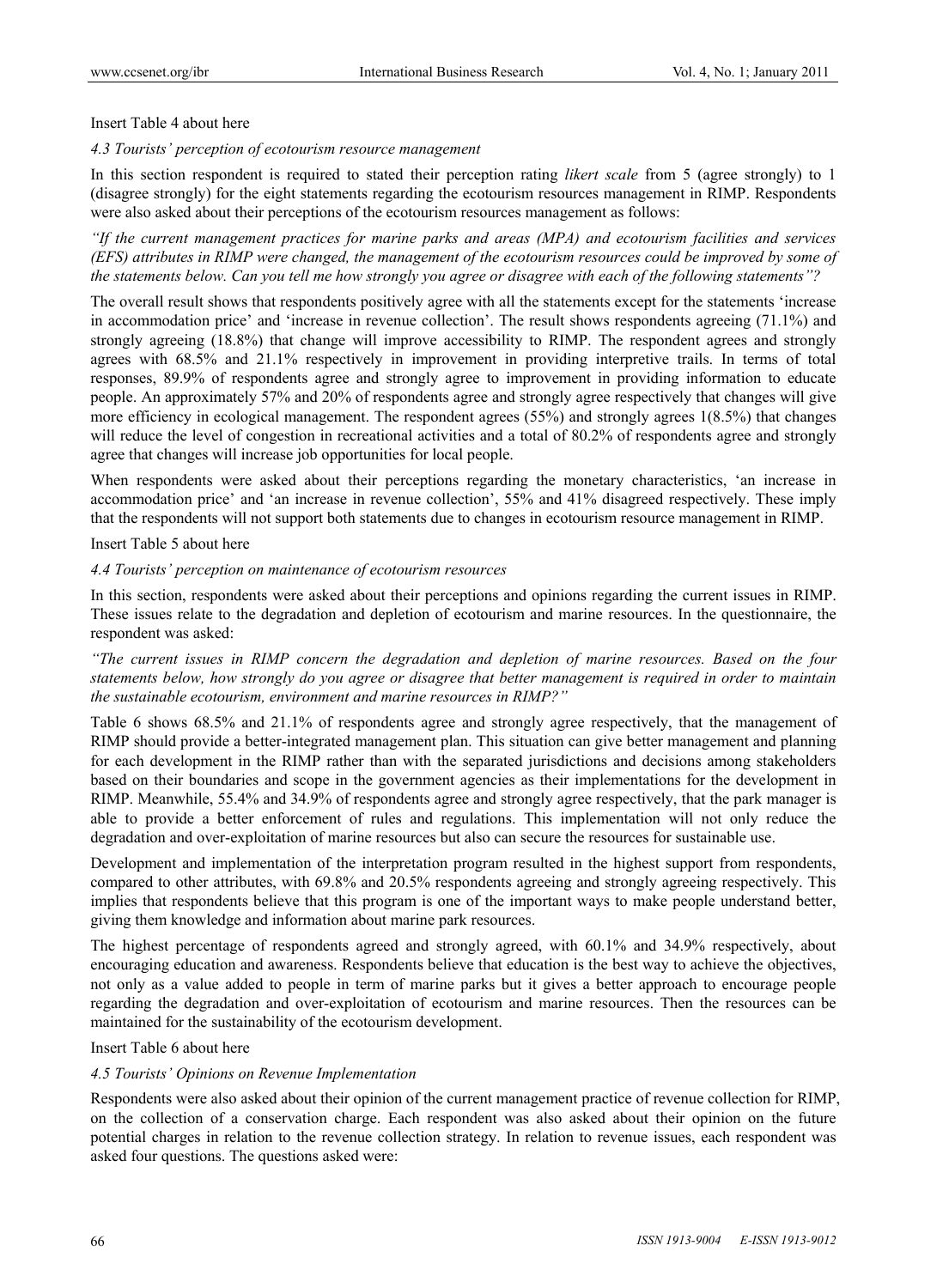Insert Table 4 about here

*4.3 Tourists' perception of ecotourism resource management*

In this section respondent is required to stated their perception rating *likert scale* from 5 (agree strongly) to 1 (disagree strongly) for the eight statements regarding the ecotourism resources management in RIMP. Respondents were also asked about their perceptions of the ecotourism resources management as follows:

*"If the current management practices for marine parks and areas (MPA) and ecotourism facilities and services (EFS) attributes in RIMP were changed, the management of the ecotourism resources could be improved by some of the statements below. Can you tell me how strongly you agree or disagree with each of the following statements"?*

The overall result shows that respondents positively agree with all the statements except for the statements 'increase in accommodation price' and 'increase in revenue collection'. The result shows respondents agreeing (71.1%) and strongly agreeing (18.8%) that change will improve accessibility to RIMP. The respondent agrees and strongly agrees with 68.5% and 21.1% respectively in improvement in providing interpretive trails. In terms of total responses, 89.9% of respondents agree and strongly agree to improvement in providing information to educate people. An approximately 57% and 20% of respondents agree and strongly agree respectively that changes will give more efficiency in ecological management. The respondent agrees (55%) and strongly agrees 1(8.5%) that changes will reduce the level of congestion in recreational activities and a total of 80.2% of respondents agree and strongly agree that changes will increase job opportunities for local people.

When respondents were asked about their perceptions regarding the monetary characteristics, 'an increase in accommodation price' and 'an increase in revenue collection', 55% and 41% disagreed respectively. These imply that the respondents will not support both statements due to changes in ecotourism resource management in RIMP.

Insert Table 5 about here

*4.4 Tourists' perception on maintenance of ecotourism resources*

In this section, respondents were asked about their perceptions and opinions regarding the current issues in RIMP. These issues relate to the degradation and depletion of ecotourism and marine resources. In the questionnaire, the respondent was asked:

*"The current issues in RIMP concern the degradation and depletion of marine resources. Based on the four statements below, how strongly do you agree or disagree that better management is required in order to maintain the sustainable ecotourism, environment and marine resources in RIMP?"*

Table 6 shows 68.5% and 21.1% of respondents agree and strongly agree respectively, that the management of RIMP should provide a better-integrated management plan. This situation can give better management and planning for each development in the RIMP rather than with the separated jurisdictions and decisions among stakeholders based on their boundaries and scope in the government agencies as their implementations for the development in RIMP. Meanwhile, 55.4% and 34.9% of respondents agree and strongly agree respectively, that the park manager is able to provide a better enforcement of rules and regulations. This implementation will not only reduce the degradation and over-exploitation of marine resources but also can secure the resources for sustainable use.

Development and implementation of the interpretation program resulted in the highest support from respondents, compared to other attributes, with 69.8% and 20.5% respondents agreeing and strongly agreeing respectively. This implies that respondents believe that this program is one of the important ways to make people understand better, giving them knowledge and information about marine park resources.

The highest percentage of respondents agreed and strongly agreed, with 60.1% and 34.9% respectively, about encouraging education and awareness. Respondents believe that education is the best way to achieve the objectives, not only as a value added to people in term of marine parks but it gives a better approach to encourage people regarding the degradation and over-exploitation of ecotourism and marine resources. Then the resources can be maintained for the sustainability of the ecotourism development.

Insert Table 6 about here

*4.5 Tourists' Opinions on Revenue Implementation*

Respondents were also asked about their opinion of the current management practice of revenue collection for RIMP, on the collection of a conservation charge. Each respondent was also asked about their opinion on the future potential charges in relation to the revenue collection strategy. In relation to revenue issues, each respondent was asked four questions. The questions asked were: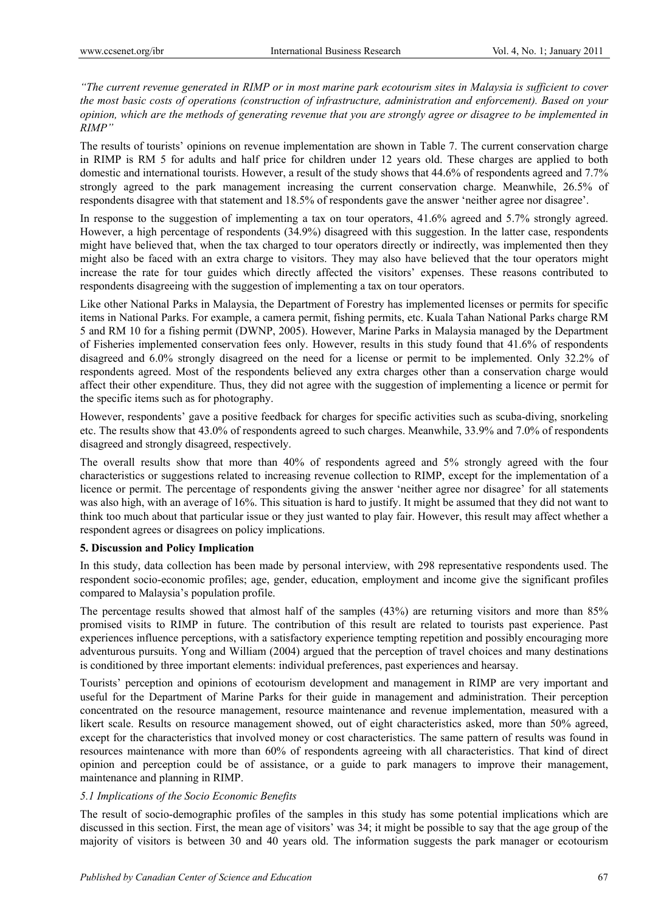*"The current revenue generated in RIMP or in most marine park ecotourism sites in Malaysia is sufficient to cover the most basic costs of operations (construction of infrastructure, administration and enforcement). Based on your opinion, which are the methods of generating revenue that you are strongly agree or disagree to be implemented in RIMP"*

The results of tourists' opinions on revenue implementation are shown in Table 7. The current conservation charge in RIMP is RM 5 for adults and half price for children under 12 years old. These charges are applied to both domestic and international tourists. However, a result of the study shows that 44.6% of respondents agreed and 7.7% strongly agreed to the park management increasing the current conservation charge. Meanwhile, 26.5% of respondents disagree with that statement and 18.5% of respondents gave the answer 'neither agree nor disagree'.

In response to the suggestion of implementing a tax on tour operators, 41.6% agreed and 5.7% strongly agreed. However, a high percentage of respondents (34.9%) disagreed with this suggestion. In the latter case, respondents might have believed that, when the tax charged to tour operators directly or indirectly, was implemented then they might also be faced with an extra charge to visitors. They may also have believed that the tour operators might increase the rate for tour guides which directly affected the visitors' expenses. These reasons contributed to respondents disagreeing with the suggestion of implementing a tax on tour operators.

Like other National Parks in Malaysia, the Department of Forestry has implemented licenses or permits for specific items in National Parks. For example, a camera permit, fishing permits, etc. Kuala Tahan National Parks charge RM 5 and RM 10 for a fishing permit (DWNP, 2005). However, Marine Parks in Malaysia managed by the Department of Fisheries implemented conservation fees only. However, results in this study found that 41.6% of respondents disagreed and 6.0% strongly disagreed on the need for a license or permit to be implemented. Only 32.2% of respondents agreed. Most of the respondents believed any extra charges other than a conservation charge would affect their other expenditure. Thus, they did not agree with the suggestion of implementing a licence or permit for the specific items such as for photography.

However, respondents' gave a positive feedback for charges for specific activities such as scuba-diving, snorkeling etc. The results show that 43.0% of respondents agreed to such charges. Meanwhile, 33.9% and 7.0% of respondents disagreed and strongly disagreed, respectively.

The overall results show that more than 40% of respondents agreed and 5% strongly agreed with the four characteristics or suggestions related to increasing revenue collection to RIMP, except for the implementation of a licence or permit. The percentage of respondents giving the answer 'neither agree nor disagree' for all statements was also high, with an average of 16%. This situation is hard to justify. It might be assumed that they did not want to think too much about that particular issue or they just wanted to play fair. However, this result may affect whether a respondent agrees or disagrees on policy implications.

## 5. Discussion and Policy Implication

In this study, data collection has been made by personal interview, with 298 representative respondents used. The respondent socio-economic profiles; age, gender, education, employment and income give the significant profiles compared to Malaysia's population profile.

The percentage results showed that almost half of the samples (43%) are returning visitors and more than 85% promised visits to RIMP in future. The contribution of this result are related to tourists past experience. Past experiences influence perceptions, with a satisfactory experience tempting repetition and possibly encouraging more adventurous pursuits. Yong and William (2004) argued that the perception of travel choices and many destinations is conditioned by three important elements: individual preferences, past experiences and hearsay.

Tourists' perception and opinions of ecotourism development and management in RIMP are very important and useful for the Department of Marine Parks for their guide in management and administration. Their perception concentrated on the resource management, resource maintenance and revenue implementation, measured with a likert scale. Results on resource management showed, out of eight characteristics asked, more than 50% agreed, except for the characteristics that involved money or cost characteristics. The same pattern of results was found in resources maintenance with more than 60% of respondents agreeing with all characteristics. That kind of direct opinion and perception could be of assistance, or a guide to park managers to improve their management, maintenance and planning in RIMP.

### *5.1 Implications of the Socio Economic Benefits*

The result of socio-demographic profiles of the samples in this study has some potential implications which are discussed in this section. First, the mean age of visitors' was 34; it might be possible to say that the age group of the majority of visitors is between 30 and 40 years old. The information suggests the park manager or ecotourism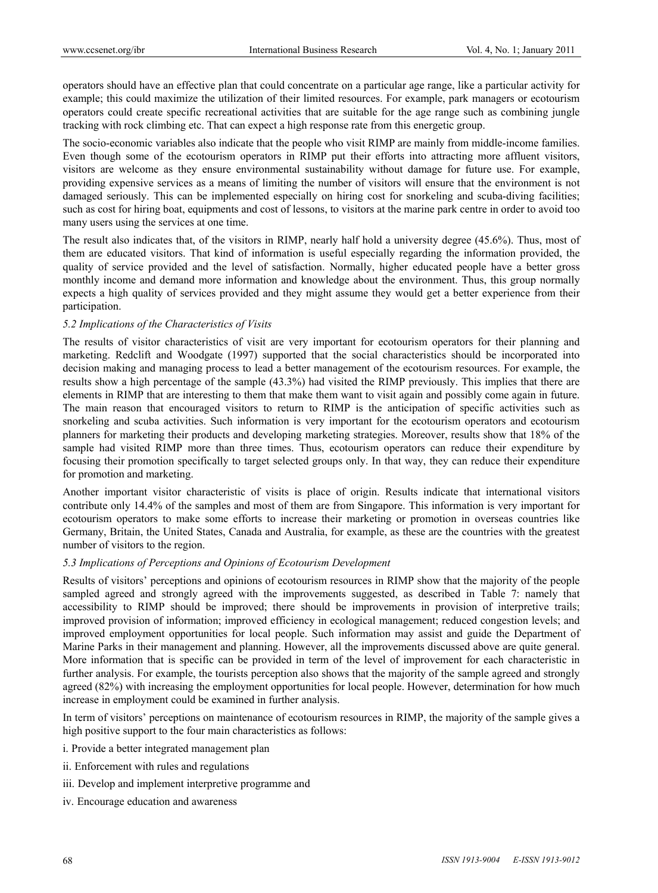operators should have an effective plan that could concentrate on a particular age range, like a particular activity for example; this could maximize the utilization of their limited resources. For example, park managers or ecotourism operators could create specific recreational activities that are suitable for the age range such as combining jungle tracking with rock climbing etc. That can expect a high response rate from this energetic group.

The socio-economic variables also indicate that the people who visit RIMP are mainly from middle-income families. Even though some of the ecotourism operators in RIMP put their efforts into attracting more affluent visitors, visitors are welcome as they ensure environmental sustainability without damage for future use. For example, providing expensive services as a means of limiting the number of visitors will ensure that the environment is not damaged seriously. This can be implemented especially on hiring cost for snorkeling and scuba-diving facilities; such as cost for hiring boat, equipments and cost of lessons, to visitors at the marine park centre in order to avoid too many users using the services at one time.

The result also indicates that, of the visitors in RIMP, nearly half hold a university degree (45.6%). Thus, most of them are educated visitors. That kind of information is useful especially regarding the information provided, the quality of service provided and the level of satisfaction. Normally, higher educated people have a better gross monthly income and demand more information and knowledge about the environment. Thus, this group normally expects a high quality of services provided and they might assume they would get a better experience from their participation.

### *5.2 Implications of the Characteristics of Visits*

The results of visitor characteristics of visit are very important for ecotourism operators for their planning and marketing. Redclift and Woodgate (1997) supported that the social characteristics should be incorporated into decision making and managing process to lead a better management of the ecotourism resources. For example, the results show a high percentage of the sample (43.3%) had visited the RIMP previously. This implies that there are elements in RIMP that are interesting to them that make them want to visit again and possibly come again in future. The main reason that encouraged visitors to return to RIMP is the anticipation of specific activities such as snorkeling and scuba activities. Such information is very important for the ecotourism operators and ecotourism planners for marketing their products and developing marketing strategies. Moreover, results show that 18% of the sample had visited RIMP more than three times. Thus, ecotourism operators can reduce their expenditure by focusing their promotion specifically to target selected groups only. In that way, they can reduce their expenditure for promotion and marketing.

Another important visitor characteristic of visits is place of origin. Results indicate that international visitors contribute only 14.4% of the samples and most of them are from Singapore. This information is very important for ecotourism operators to make some efforts to increase their marketing or promotion in overseas countries like Germany, Britain, the United States, Canada and Australia, for example, as these are the countries with the greatest number of visitors to the region.

### *5.3 Implications of Perceptions and Opinions of Ecotourism Development*

Results of visitors' perceptions and opinions of ecotourism resources in RIMP show that the majority of the people sampled agreed and strongly agreed with the improvements suggested, as described in Table 7: namely that accessibility to RIMP should be improved; there should be improvements in provision of interpretive trails; improved provision of information; improved efficiency in ecological management; reduced congestion levels; and improved employment opportunities for local people. Such information may assist and guide the Department of Marine Parks in their management and planning. However, all the improvements discussed above are quite general. More information that is specific can be provided in term of the level of improvement for each characteristic in further analysis. For example, the tourists perception also shows that the majority of the sample agreed and strongly agreed (82%) with increasing the employment opportunities for local people. However, determination for how much increase in employment could be examined in further analysis.

In term of visitors' perceptions on maintenance of ecotourism resources in RIMP, the majority of the sample gives a high positive support to the four main characteristics as follows:

i. Provide a better integrated management plan

ii. Enforcement with rules and regulations

iii. Develop and implement interpretive programme and

iv. Encourage education and awareness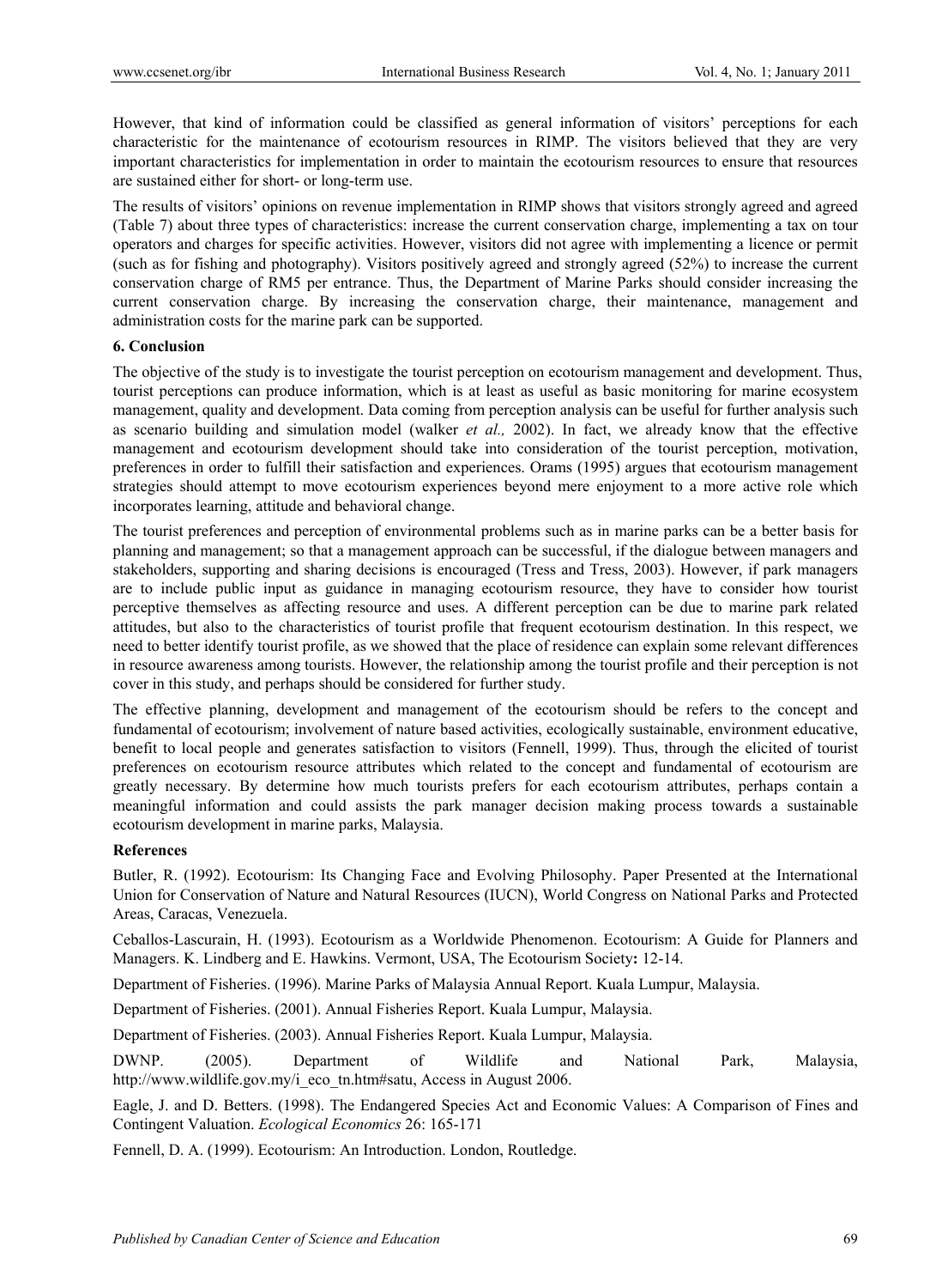However, that kind of information could be classified as general information of visitors' perceptions for each characteristic for the maintenance of ecotourism resources in RIMP. The visitors believed that they are very important characteristics for implementation in order to maintain the ecotourism resources to ensure that resources are sustained either for short- or long-term use.

The results of visitors' opinions on revenue implementation in RIMP shows that visitors strongly agreed and agreed (Table 7) about three types of characteristics: increase the current conservation charge, implementing a tax on tour operators and charges for specific activities. However, visitors did not agree with implementing a licence or permit (such as for fishing and photography). Visitors positively agreed and strongly agreed (52%) to increase the current conservation charge of RM5 per entrance. Thus, the Department of Marine Parks should consider increasing the current conservation charge. By increasing the conservation charge, their maintenance, management and administration costs for the marine park can be supported.

## 6. Conclusion

The objective of the study is to investigate the tourist perception on ecotourism management and development. Thus, tourist perceptions can produce information, which is at least as useful as basic monitoring for marine ecosystem management, quality and development. Data coming from perception analysis can be useful for further analysis such as scenario building and simulation model (walker *et al.,* 2002). In fact, we already know that the effective management and ecotourism development should take into consideration of the tourist perception, motivation, preferences in order to fulfill their satisfaction and experiences. Orams (1995) argues that ecotourism management strategies should attempt to move ecotourism experiences beyond mere enjoyment to a more active role which incorporates learning, attitude and behavioral change.

The tourist preferences and perception of environmental problems such as in marine parks can be a better basis for planning and management; so that a management approach can be successful, if the dialogue between managers and stakeholders, supporting and sharing decisions is encouraged (Tress and Tress, 2003). However, if park managers are to include public input as guidance in managing ecotourism resource, they have to consider how tourist perceptive themselves as affecting resource and uses. A different perception can be due to marine park related attitudes, but also to the characteristics of tourist profile that frequent ecotourism destination. In this respect, we need to better identify tourist profile, as we showed that the place of residence can explain some relevant differences in resource awareness among tourists. However, the relationship among the tourist profile and their perception is not cover in this study, and perhaps should be considered for further study.

The effective planning, development and management of the ecotourism should be refers to the concept and fundamental of ecotourism; involvement of nature based activities, ecologically sustainable, environment educative, benefit to local people and generates satisfaction to visitors (Fennell, 1999). Thus, through the elicited of tourist preferences on ecotourism resource attributes which related to the concept and fundamental of ecotourism are greatly necessary. By determine how much tourists prefers for each ecotourism attributes, perhaps contain a meaningful information and could assists the park manager decision making process towards a sustainable ecotourism development in marine parks, Malaysia.

## References

Butler, R. (1992). Ecotourism: Its Changing Face and Evolving Philosophy. Paper Presented at the International Union for Conservation of Nature and Natural Resources (IUCN), World Congress on National Parks and Protected Areas, Caracas, Venezuela.

Ceballos-Lascurain, H. (1993). Ecotourism as a Worldwide Phenomenon. Ecotourism: A Guide for Planners and Managers. K. Lindberg and E. Hawkins. Vermont, USA, The Ecotourism Society**:** 12-14.

Department of Fisheries. (1996). Marine Parks of Malaysia Annual Report. Kuala Lumpur, Malaysia.

Department of Fisheries. (2001). Annual Fisheries Report. Kuala Lumpur, Malaysia.

Department of Fisheries. (2003). Annual Fisheries Report. Kuala Lumpur, Malaysia.

DWNP. (2005). Department of Wildlife and National Park, Malaysia, http://www.wildlife.gov.my/i_eco_tn.htm#satu, Access in August 2006.

Eagle, J. and D. Betters. (1998). The Endangered Species Act and Economic Values: A Comparison of Fines and Contingent Valuation. *Ecological Economics* 26: 165-171

Fennell, D. A. (1999). Ecotourism: An Introduction. London, Routledge.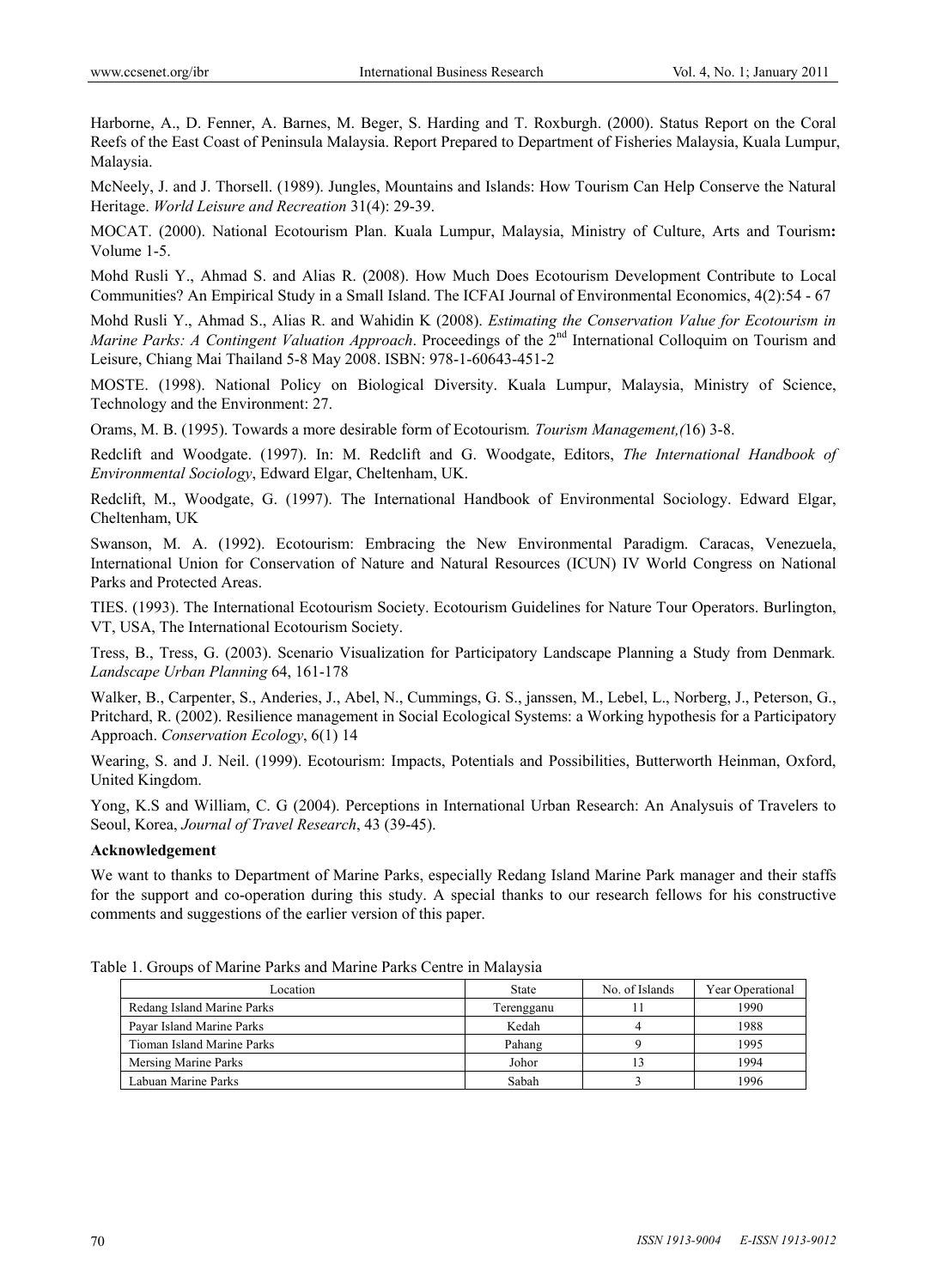Harborne, A., D. Fenner, A. Barnes, M. Beger, S. Harding and T. Roxburgh. (2000). Status Report on the Coral Reefs of the East Coast of Peninsula Malaysia. Report Prepared to Department of Fisheries Malaysia, Kuala Lumpur, Malaysia.

McNeely, J. and J. Thorsell. (1989). Jungles, Mountains and Islands: How Tourism Can Help Conserve the Natural Heritage. *World Leisure and Recreation* 31(4): 29-39.

MOCAT. (2000). National Ecotourism Plan. Kuala Lumpur, Malaysia, Ministry of Culture, Arts and Tourism**:** Volume 1-5.

Mohd Rusli Y., Ahmad S. and Alias R. (2008). How Much Does Ecotourism Development Contribute to Local Communities? An Empirical Study in a Small Island. The ICFAI Journal of Environmental Economics, 4(2):54 - 67

Mohd Rusli Y., Ahmad S., Alias R. and Wahidin K (2008). *Estimating the Conservation Value for Ecotourism in Marine Parks: A Contingent Valuation Approach*. Proceedings of the 2nd International Colloquim on Tourism and Leisure, Chiang Mai Thailand 5-8 May 2008. ISBN: 978-1-60643-451-2

MOSTE. (1998). National Policy on Biological Diversity. Kuala Lumpur, Malaysia, Ministry of Science, Technology and the Environment: 27.

Orams, M. B. (1995). Towards a more desirable form of Ecotourism*. Tourism Management,(*16) 3-8.

Redclift and Woodgate. (1997). In: M. Redclift and G. Woodgate, Editors, *The International Handbook of Environmental Sociology*, Edward Elgar, Cheltenham, UK.

Redclift, M., Woodgate, G. (1997). The International Handbook of Environmental Sociology. Edward Elgar, Cheltenham, UK

Swanson, M. A. (1992). Ecotourism: Embracing the New Environmental Paradigm. Caracas, Venezuela, International Union for Conservation of Nature and Natural Resources (ICUN) IV World Congress on National Parks and Protected Areas.

TIES. (1993). The International Ecotourism Society. Ecotourism Guidelines for Nature Tour Operators. Burlington, VT, USA, The International Ecotourism Society.

Tress, B., Tress, G. (2003). Scenario Visualization for Participatory Landscape Planning a Study from Denmark*. Landscape Urban Planning* 64, 161-178

Walker, B., Carpenter, S., Anderies, J., Abel, N., Cummings, G. S., janssen, M., Lebel, L., Norberg, J., Peterson, G., Pritchard, R. (2002). Resilience management in Social Ecological Systems: a Working hypothesis for a Participatory Approach. *Conservation Ecology*, 6(1) 14

Wearing, S. and J. Neil. (1999). Ecotourism: Impacts, Potentials and Possibilities, Butterworth Heinman, Oxford, United Kingdom.

Yong, K.S and William, C. G (2004). Perceptions in International Urban Research: An Analysuis of Travelers to Seoul, Korea, *Journal of Travel Research*, 43 (39-45).

**Acknowledgement**

We want to thanks to Department of Marine Parks, especially Redang Island Marine Park manager and their staffs for the support and co-operation during this study. A special thanks to our research fellows for his constructive comments and suggestions of the earlier version of this paper.

Table 1. Groups of Marine Parks and Marine Parks Centre in Malaysia

| Location | State | No. of Islands | Year Operational |
|---|---|---|---|
| Redang Island Marine Parks | Terengganu | 11 | 1990 |
| Payar Island Marine Parks | Kedah | 4 | 1988 |
| Tioman Island Marine Parks | Pahang | 9 | 1995 |
| Mersing Marine Parks | Johor | 13 | 1994 |
| Labuan Marine Parks | Sabah | 3 | 1996 |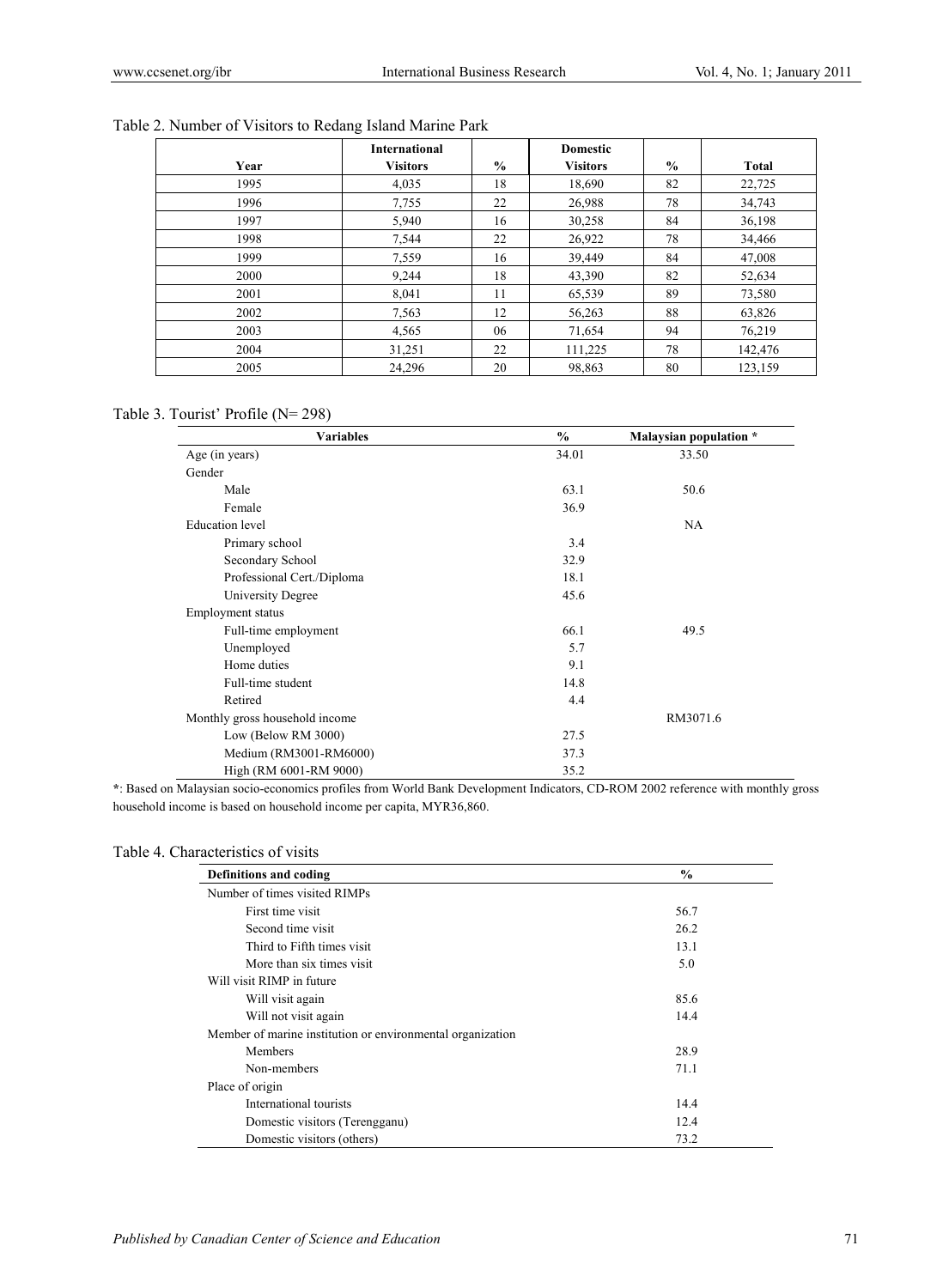Table 2. Number of Visitors to Redang Island Marine Park

| Year | International Visitors | % | Domestic Visitors | % | Total |
|---|---|---|---|---|---|
| 1995 | 4,035 | 18 | 18,690 | 82 | 22,725 |
| 1996 | 7,755 | 22 | 26,988 | 78 | 34,743 |
| 1997 | 5,940 | 16 | 30,258 | 84 | 36,198 |
| 1998 | 7,544 | 22 | 26,922 | 78 | 34,466 |
| 1999 | 7,559 | 16 | 39,449 | 84 | 47,008 |
| 2000 | 9,244 | 18 | 43,390 | 82 | 52,634 |
| 2001 | 8,041 | 11 | 65,539 | 89 | 73,580 |
| 2002 | 7,563 | 12 | 56,263 | 88 | 63,826 |
| 2003 | 4,565 | 06 | 71,654 | 94 | 76,219 |
| 2004 | 31,251 | 22 | 111,225 | 78 | 142,476 |
| 2005 | 24,296 | 20 | 98,863 | 80 | 123,159 |

Table 3. Tourist' Profile (N= 298)

| Variables | % | Malaysian population * |
|---|---|---|
| Age (in years) | 34.01 | 33.50 |
| Gender | | |
| Male | 63.1 | 50.6 |
| Female | 36.9 | |
| Education level | | NA |
| Primary school | 3.4 | |
| Secondary School | 32.9 | |
| Professional Cert./Diploma | 18.1 | |
| University Degree | 45.6 | |
| Employment status | | |
| Full-time employment | 66.1 | 49.5 |
| Unemployed | 5.7 | |
| Home duties | 9.1 | |
| Full-time student | 14.8 | |
| Retired | 4.4 | |
| Monthly gross household income | | RM3071.6 |
| Low (Below RM 3000) | 27.5 | |
| Medium (RM3001-RM6000) | 37.3 | |
| High (RM 6001-RM 9000) | 35.2 | |

*: Based on Malaysian socio-economics profiles from World Bank Development Indicators, CD-ROM 2002 reference with monthly gross household income is based on household income per capita, MYR36,860.

Table 4. Characteristics of visits

| Definitions and coding | % |
|---|---|
| Number of times visited RIMPs | |
| First time visit | 56.7 |
| Second time visit | 26.2 |
| Third to Fifth times visit | 13.1 |
| More than six times visit | 5.0 |
| Will visit RIMP in future | |
| Will visit again | 85.6 |
| Will not visit again | 14.4 |
| Member of marine institution or environmental organization | |
| Members | 28.9 |
| Non-members | 71.1 |
| Place of origin | |
| International tourists | 14.4 |
| Domestic visitors (Terengganu) | 12.4 |
| Domestic visitors (others) | 73.2 |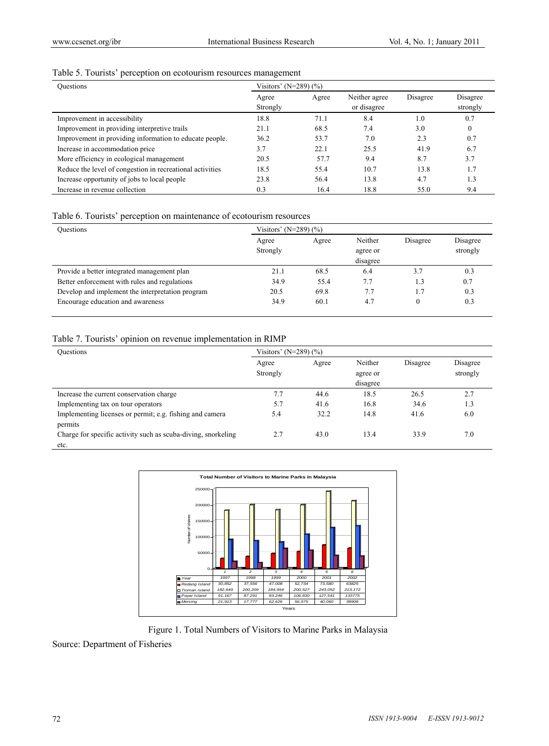Table 5. Tourists' perception on ecotourism resources management

| Questions | Visitors' (N=289) (%) | | | | |
|---|---|---|---|---|---|
| | Agree Strongly | Agree | Neither agree or disagree | Disagree | Disagree strongly |
| Improvement in accessibility | 18.8 | 71.1 | 8.4 | 1.0 | 0.7 |
| Improvement in providing interpretive trails | 21.1 | 68.5 | 7.4 | 3.0 | 0 |
| Improvement in providing information to educate people. | 36.2 | 53.7 | 7.0 | 2.3 | 0.7 |
| Increase in accommodation price | 3.7 | 22.1 | 25.5 | 41.9 | 6.7 |
| More efficiency in ecological management | 20.5 | 57.7 | 9.4 | 8.7 | 3.7 |
| Reduce the level of congestion in recreational activities | 18.5 | 55.4 | 10.7 | 13.8 | 1.7 |
| Increase opportunity of jobs to local people | 23.8 | 56.4 | 13.8 | 4.7 | 1.3 |
| Increase in revenue collection | 0.3 | 16.4 | 18.8 | 55.0 | 9.4 |

Table 6. Tourists' perception on maintenance of ecotourism resources

| Questions | Visitors' (N=289) (%) | | | | |
|---|---|---|---|---|---|
| | Agree Strongly | Agree | Neither agree or disagree | Disagree | Disagree strongly |
| Provide a better integrated management plan | 21.1 | 68.5 | 6.4 | 3.7 | 0.3 |
| Better enforcement with rules and regulations | 34.9 | 55.4 | 7.7 | 1.3 | 0.7 |
| Develop and implement the interpretation program | 20.5 | 69.8 | 7.7 | 1.7 | 0.3 |
| Encourage education and awareness | 34.9 | 60.1 | 4.7 | 0 | 0.3 |

Table 7. Tourists' opinion on revenue implementation in RIMP

| Questions | Visitors' (N=289) (%) | | | | |
|---|---|---|---|---|---|
| | Agree Strongly | Agree | Neither agree or disagree | Disagree | Disagree strongly |
| Increase the current conservation charge | 7.7 | 44.6 | 18.5 | 26.5 | 2.7 |
| Implementing tax on tour operators | 5.7 | 41.6 | 16.8 | 34.6 | 1.3 |
| Implementing licenses or permit; e.g. fishing and camera permits | 5.4 | 32.2 | 14.8 | 41.6 | 6.0 |
| Charge for specific activity such as scuba-diving, snorkeling etc. | 2.7 | 43.0 | 13.4 | 33.9 | 7.0 |

Total Number of Visitors to Marine Parks in Malaysia

Number of Visitors

250000
200000
150000
100000
50000
0

1 2 3 4 5 6

Year: 1997, 1998, 1999, 2000, 2001, 2002
Redang Island: 30,852, 37,556, 47,008, 52,734, 73,580, 63825
Tioman Island: 182,649, 200,209, 184,954, 200,527, 243,052, 213,172
Payar Island: 91,167, 87,291, 83,246, 106,830, 127,541, 133775
Mersing: 21,913, 17,777, 62,626, 56,975, 40,060, 38908

Years

Figure 1. Total Numbers of Visitors to Marine Parks in Malaysia

Source: Department of Fisheries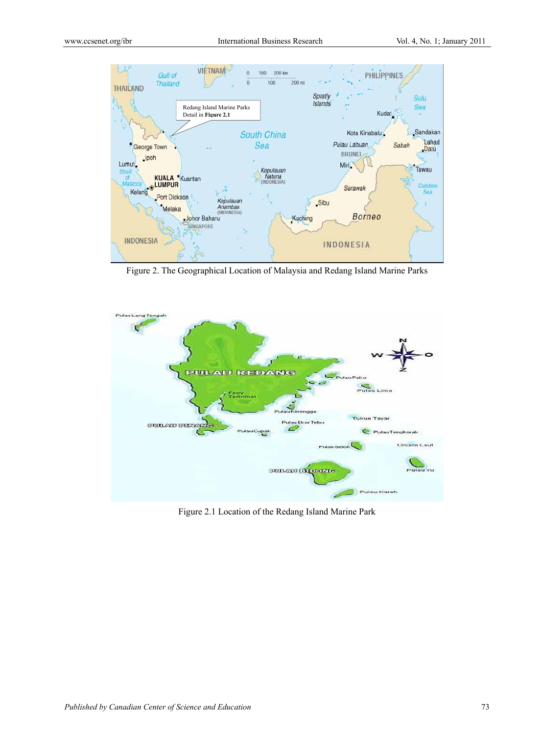Figure 2. The Geographical Location of Malaysia and Redang Island Marine Parks

Figure 2.1 Location of the Redang Island Marine Park